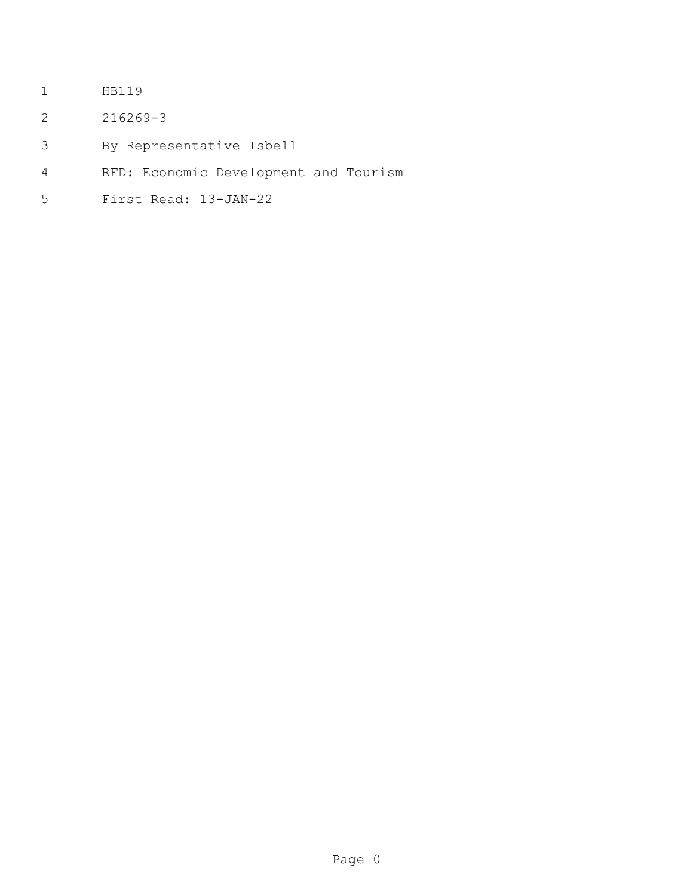HB119

216269-3

By Representative Isbell

RFD: Economic Development and Tourism

First Read: 13-JAN-22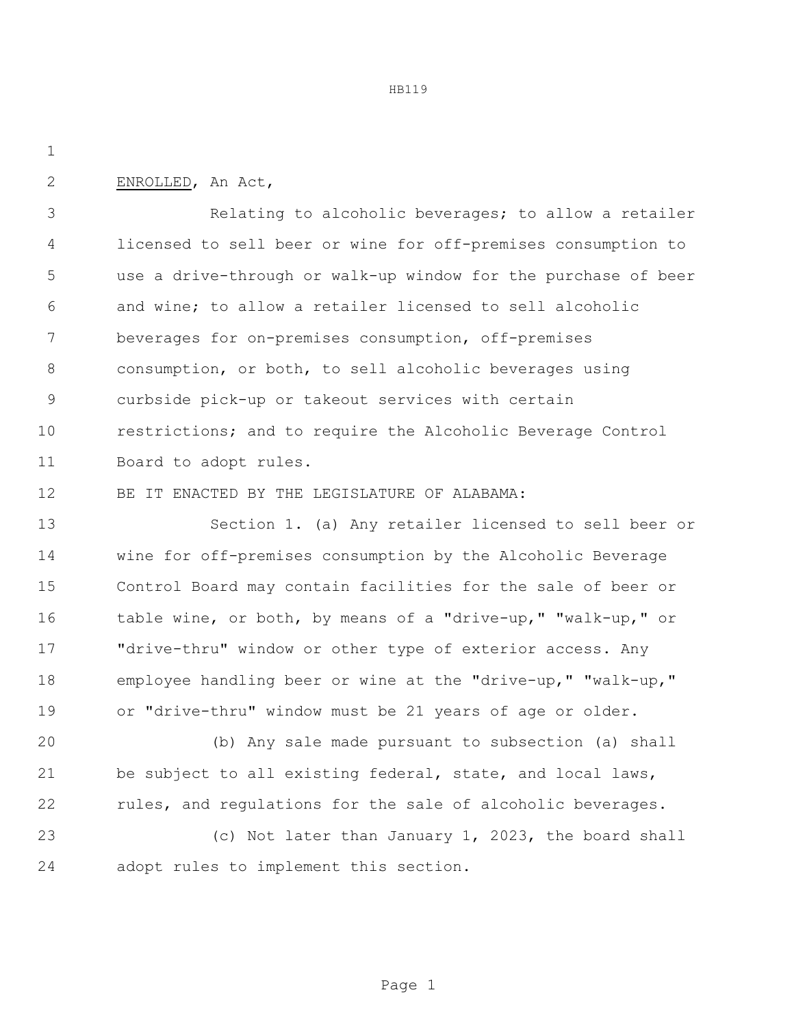ENROLLED, An Act,

Relating to alcoholic beverages; to allow a retailer licensed to sell beer or wine for off-premises consumption to use a drive-through or walk-up window for the purchase of beer and wine; to allow a retailer licensed to sell alcoholic beverages for on-premises consumption, off-premises consumption, or both, to sell alcoholic beverages using curbside pick-up or takeout services with certain restrictions; and to require the Alcoholic Beverage Control Board to adopt rules.

BE IT ENACTED BY THE LEGISLATURE OF ALABAMA:

Section 1. (a) Any retailer licensed to sell beer or wine for off-premises consumption by the Alcoholic Beverage Control Board may contain facilities for the sale of beer or table wine, or both, by means of a "drive-up," "walk-up," or "drive-thru" window or other type of exterior access. Any employee handling beer or wine at the "drive-up," "walk-up," or "drive-thru" window must be 21 years of age or older.

(b) Any sale made pursuant to subsection (a) shall be subject to all existing federal, state, and local laws, rules, and regulations for the sale of alcoholic beverages.

(c) Not later than January 1, 2023, the board shall adopt rules to implement this section.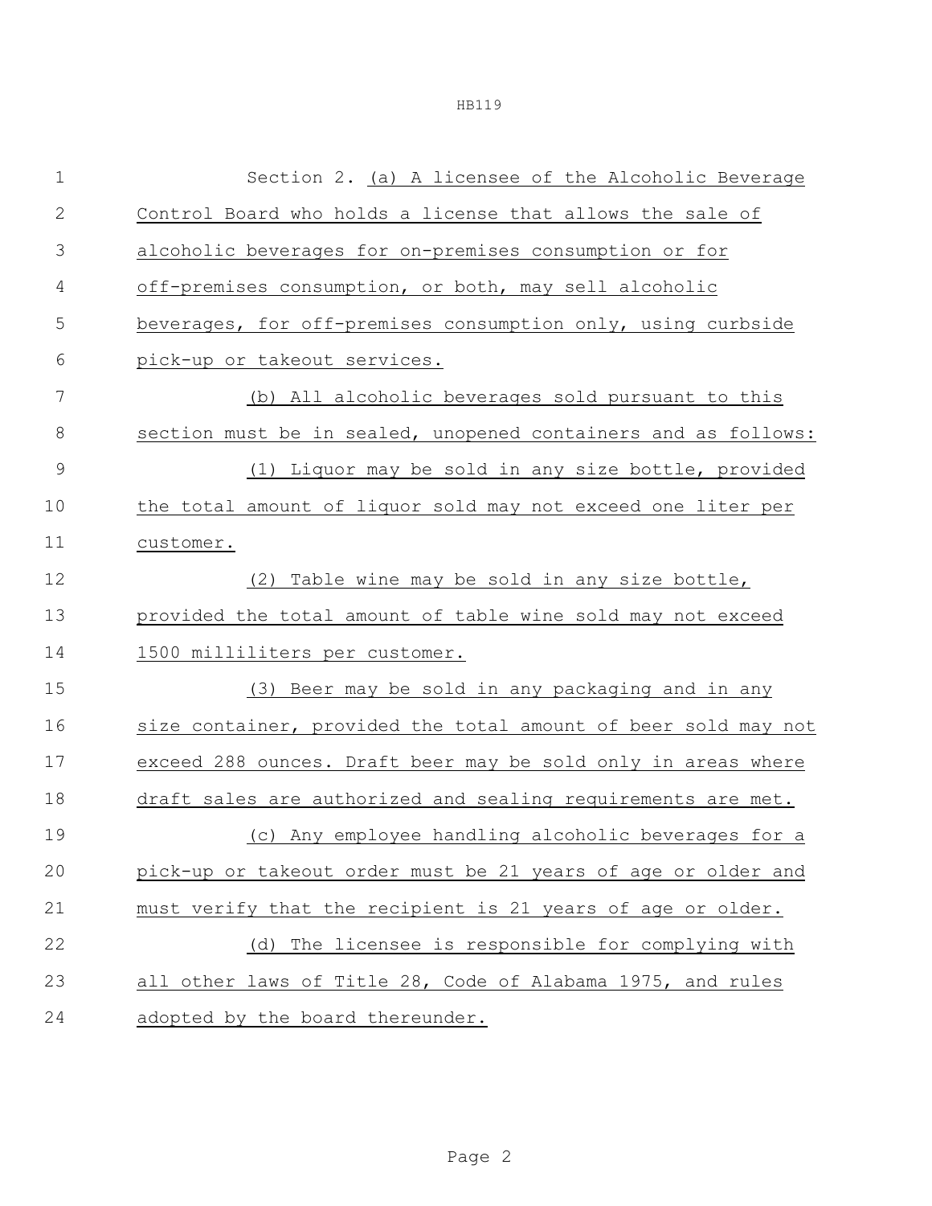Section 2. (a) A licensee of the Alcoholic Beverage Control Board who holds a license that allows the sale of alcoholic beverages for on-premises consumption or for off-premises consumption, or both, may sell alcoholic beverages, for off-premises consumption only, using curbside pick-up or takeout services.

(b) All alcoholic beverages sold pursuant to this section must be in sealed, unopened containers and as follows:

(1) Liquor may be sold in any size bottle, provided the total amount of liquor sold may not exceed one liter per customer.

(2) Table wine may be sold in any size bottle, provided the total amount of table wine sold may not exceed 1500 milliliters per customer.

(3) Beer may be sold in any packaging and in any size container, provided the total amount of beer sold may not exceed 288 ounces. Draft beer may be sold only in areas where draft sales are authorized and sealing requirements are met.

(c) Any employee handling alcoholic beverages for a pick-up or takeout order must be 21 years of age or older and must verify that the recipient is 21 years of age or older.

(d) The licensee is responsible for complying with all other laws of Title 28, Code of Alabama 1975, and rules adopted by the board thereunder.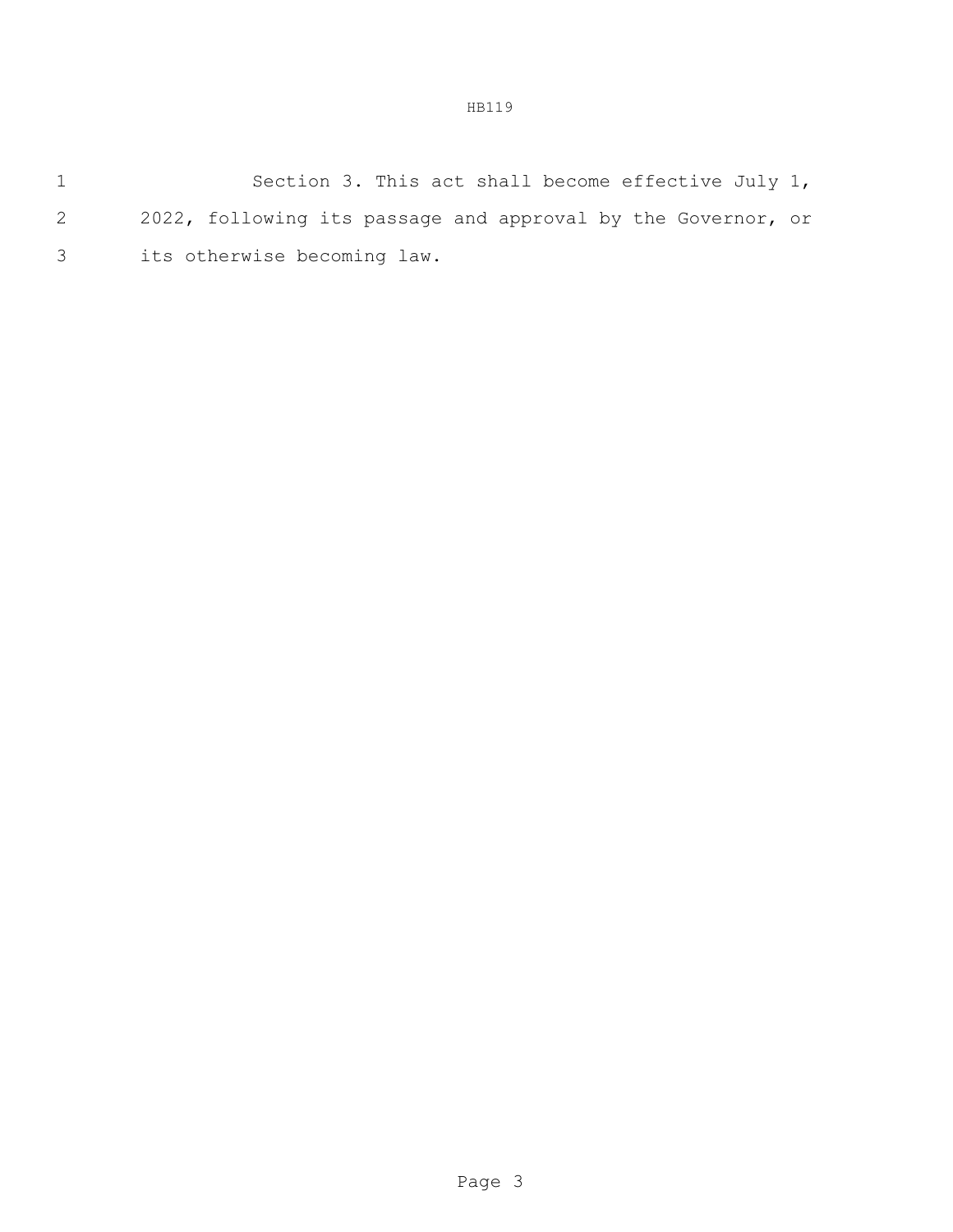Section 3. This act shall become effective July 1, 2022, following its passage and approval by the Governor, or its otherwise becoming law.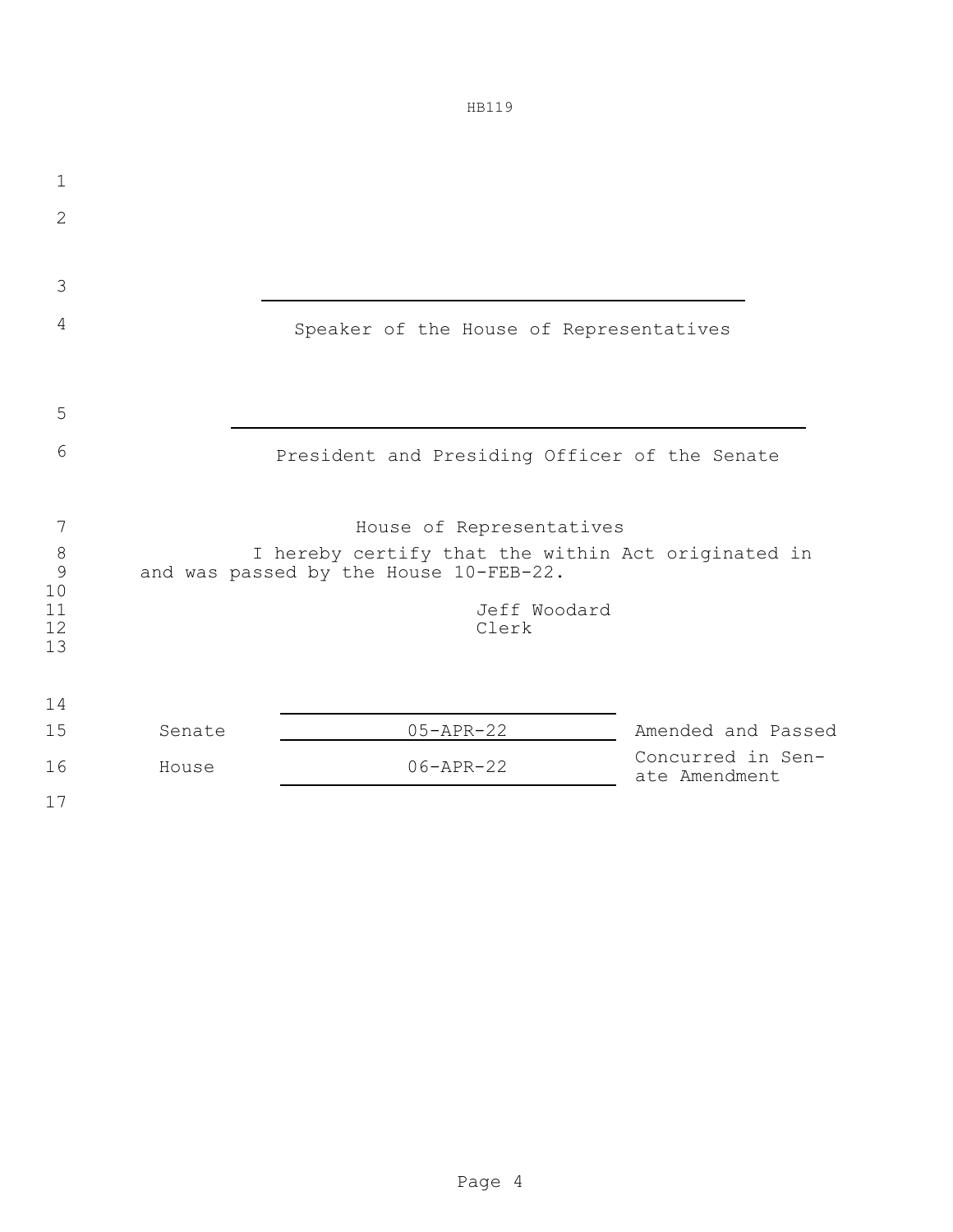Speaker of the House of Representatives

President and Presiding Officer of the Senate

House of Representatives

I hereby certify that the within Act originated in and was passed by the House 10-FEB-22.

Jeff Woodard
Clerk

| | | |
|---|---|---|
| Senate | 05-APR-22 | Amended and Passed |
| House | 06-APR-22 | Concurred in Senate Amendment |